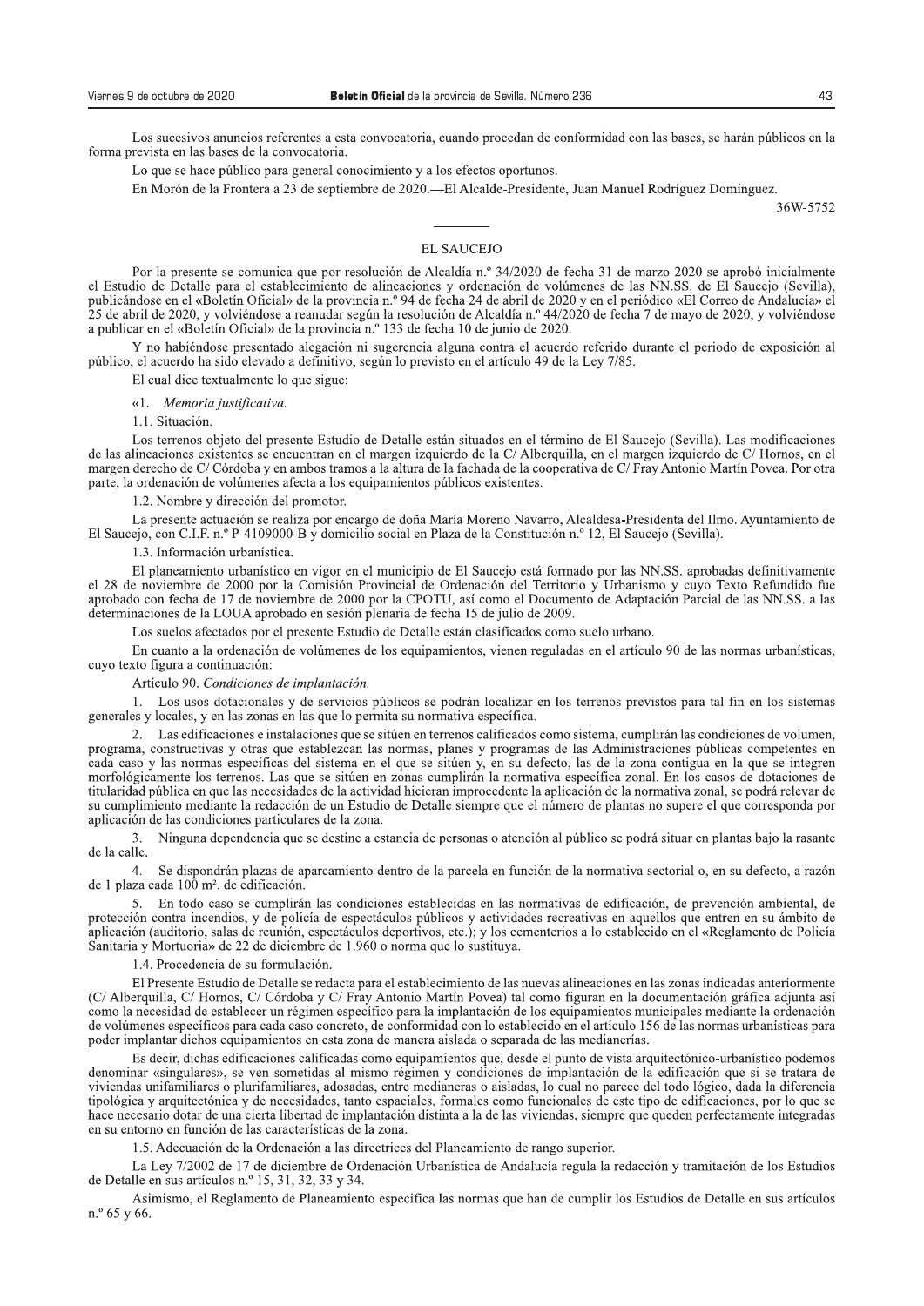Los sucesivos anuncios referentes a esta convocatoria, cuando procedan de conformidad con las bases, se harán públicos en la forma prevista en las bases de la convocatoria.

Lo que se hace público para general conocimiento y a los efectos oportunos.

En Morón de la Frontera a 23 de septiembre de 2020.—El Alcalde-Presidente, Juan Manuel Rodríguez Domínguez.

36W-5752

---

## EL SAUCEJO

Por la presente se comunica que por resolución de Alcaldía n.º 34/2020 de fecha 31 de marzo 2020 se aprobó inicialmente el Estudio de Detalle para el establecimiento de alineaciones y ordenación de volúmenes de las NN.SS. de El Saucejo (Sevilla), publicándose en el «Boletín Oficial» de la provincia n.º 94 de fecha 24 de abril de 2020 y en el periódico «El Correo de Andalucía» el 25 de abril de 2020, y volviéndose a reanudar según la resolución de Alcaldía n.º 44/2020 de fecha 7 de mayo de 2020, y volviéndose a publicar en el «Boletín Oficial» de la provincia n.º 133 de fecha 10 de junio de 2020.

Y no habiéndose presentado alegación ni sugerencia alguna contra el acuerdo referido durante el periodo de exposición al público, el acuerdo ha sido elevado a definitivo, según lo previsto en el artículo 49 de la Ley 7/85.

El cual dice textualmente lo que sigue:

«1. *Memoria justificativa.*

1.1. Situación.

Los terrenos objeto del presente Estudio de Detalle están situados en el término de El Saucejo (Sevilla). Las modificaciones de las alineaciones existentes se encuentran en el margen izquierdo de la C/ Alberquilla, en el margen izquierdo de C/ Hornos, en el margen derecho de C/ Córdoba y en ambos tramos a la altura de la fachada de la cooperativa de C/ Fray Antonio Martín Povea. Por otra parte, la ordenación de volúmenes afecta a los equipamientos públicos existentes.

1.2. Nombre y dirección del promotor.

La presente actuación se realiza por encargo de doña María Moreno Navarro, Alcaldesa-Presidenta del Ilmo. Ayuntamiento de El Saucejo, con C.I.F. n.º P-4109000-B y domicilio social en Plaza de la Constitución n.º 12, El Saucejo (Sevilla).

1.3. Información urbanística.

El planeamiento urbanístico en vigor en el municipio de El Saucejo está formado por las NN.SS. aprobadas definitivamente el 28 de noviembre de 2000 por la Comisión Provincial de Ordenación del Territorio y Urbanismo y cuyo Texto Refundido fue aprobado con fecha de 17 de noviembre de 2000 por la CPOTU, así como el Documento de Adaptación Parcial de las NN.SS. a las determinaciones de la LOUA aprobado en sesión plenaria de fecha 15 de julio de 2009.

Los suelos afectados por el presente Estudio de Detalle están clasificados como suelo urbano.

En cuanto a la ordenación de volúmenes de los equipamientos, vienen reguladas en el artículo 90 de las normas urbanísticas, cuyo texto figura a continuación:

Artículo 90. *Condiciones de implantación.*

1. Los usos dotacionales y de servicios públicos se podrán localizar en los terrenos previstos para tal fin en los sistemas generales y locales, y en las zonas en las que lo permita su normativa específica.

2. Las edificaciones e instalaciones que se sitúen en terrenos calificados como sistema, cumplirán las condiciones de volumen, programa, constructivas y otras que establezcan las normas, planes y programas de las Administraciones públicas competentes en cada caso y las normas específicas del sistema en el que se sitúen y, en su defecto, las de la zona contigua en la que se integren morfológicamente los terrenos. Las que se sitúen en zonas cumplirán la normativa específica zonal. En los casos de dotaciones de titularidad pública en que las necesidades de la actividad hicieran improcedente la aplicación de la normativa zonal, se podrá relevar de su cumplimiento mediante la redacción de un Estudio de Detalle siempre que el número de plantas no supere el que corresponda por aplicación de las condiciones particulares de la zona.

3. Ninguna dependencia que se destine a estancia de personas o atención al público se podrá situar en plantas bajo la rasante de la calle.

4. Se dispondrán plazas de aparcamiento dentro de la parcela en función de la normativa sectorial o, en su defecto, a razón de 1 plaza cada 100 m². de edificación.

5. En todo caso se cumplirán las condiciones establecidas en las normativas de edificación, de prevención ambiental, de protección contra incendios, y de policía de espectáculos públicos y actividades recreativas en aquellos que entren en su ámbito de aplicación (auditorio, salas de reunión, espectáculos deportivos, etc.); y los cementerios a lo establecido en el «Reglamento de Policía Sanitaria y Mortuoria» de 22 de diciembre de 1.960 o norma que lo sustituya.

1.4. Procedencia de su formulación.

El Presente Estudio de Detalle se redacta para el establecimiento de las nuevas alineaciones en las zonas indicadas anteriormente (C/ Alberquilla, C/ Hornos, C/ Córdoba y C/ Fray Antonio Martín Povea) tal como figuran en la documentación gráfica adjunta así como la necesidad de establecer un régimen específico para la implantación de los equipamientos municipales mediante la ordenación de volúmenes específicos para cada caso concreto, de conformidad con lo establecido en el artículo 156 de las normas urbanísticas para poder implantar dichos equipamientos en esta zona de manera aislada o separada de las medianerías.

Es decir, dichas edificaciones calificadas como equipamientos que, desde el punto de vista arquitectónico-urbanístico podemos denominar «singulares», se ven sometidas al mismo régimen y condiciones de implantación de la edificación que si se tratara de viviendas unifamiliares o plurifamiliares, adosadas, entre medianeras o aisladas, lo cual no parece del todo lógico, dada la diferencia tipológica y arquitectónica y de necesidades, tanto espaciales, formales como funcionales de este tipo de edificaciones, por lo que se hace necesario dotar de una cierta libertad de implantación distinta a la de las viviendas, siempre que queden perfectamente integradas en su entorno en función de las características de la zona.

1.5. Adecuación de la Ordenación a las directrices del Planeamiento de rango superior.

La Ley 7/2002 de 17 de diciembre de Ordenación Urbanística de Andalucía regula la redacción y tramitación de los Estudios de Detalle en sus artículos n.º 15, 31, 32, 33 y 34.

Asimismo, el Reglamento de Planeamiento especifica las normas que han de cumplir los Estudios de Detalle en sus artículos n.º 65 y 66.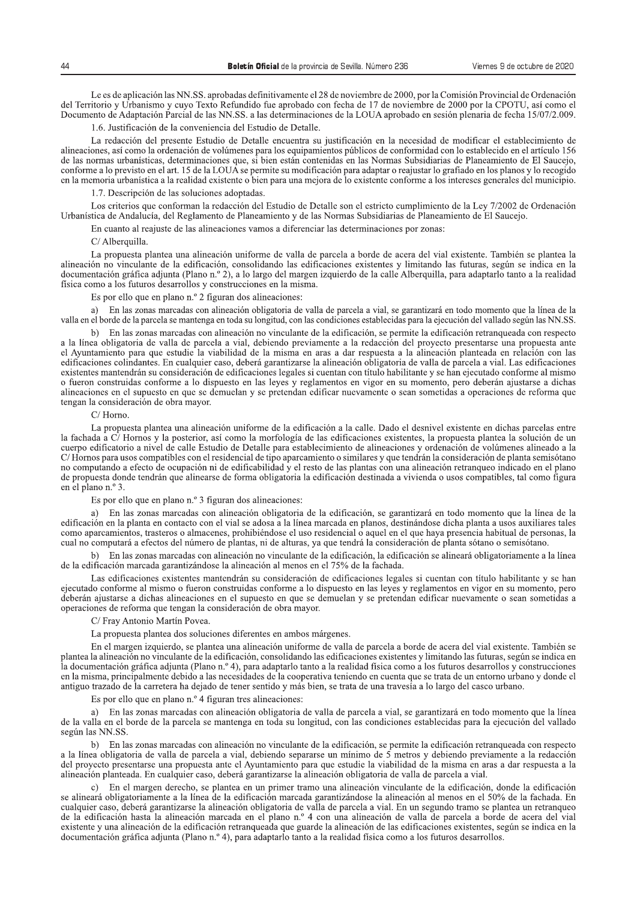Le es de aplicación las NN.SS. aprobadas definitivamente el 28 de noviembre de 2000, por la Comisión Provincial de Ordenación del Territorio y Urbanismo y cuyo Texto Refundido fue aprobado con fecha de 17 de noviembre de 2000 por la CPOTU, así como el Documento de Adaptación Parcial de las NN.SS. a las determinaciones de la LOUA aprobado en sesión plenaria de fecha 15/07/2.009.

1.6. Justificación de la conveniencia del Estudio de Detalle.

La redacción del presente Estudio de Detalle encuentra su justificación en la necesidad de modificar el establecimiento de alineaciones, así como la ordenación de volúmenes para los equipamientos públicos de conformidad con lo establecido en el artículo 156 de las normas urbanísticas, determinaciones que, si bien están contenidas en las Normas Subsidiarias de Planeamiento de El Saucejo, conforme a lo previsto en el art. 15 de la LOUA se permite su modificación para adaptar o reajustar lo grafiado en los planos y lo recogido en la memoria urbanística a la realidad existente o bien para una mejora de lo existente conforme a los intereses generales del municipio.

1.7. Descripción de las soluciones adoptadas.

Los criterios que conforman la redacción del Estudio de Detalle son el estricto cumplimiento de la Ley 7/2002 de Ordenación Urbanística de Andalucía, del Reglamento de Planeamiento y de las Normas Subsidiarias de Planeamiento de El Saucejo.

En cuanto al reajuste de las alineaciones vamos a diferenciar las determinaciones por zonas:

C/ Alberquilla.

La propuesta plantea una alineación uniforme de valla de parcela a borde de acera del vial existente. También se plantea la alineación no vinculante de la edificación, consolidando las edificaciones existentes y limitando las futuras, según se indica en la documentación gráfica adjunta (Plano n.º 2), a lo largo del margen izquierdo de la calle Alberquilla, para adaptarlo tanto a la realidad física como a los futuros desarrollos y construcciones en la misma.

Es por ello que en plano n.º 2 figuran dos alineaciones:

a) En las zonas marcadas con alineación obligatoria de valla de parcela a vial, se garantizará en todo momento que la línea de la valla en el borde de la parcela se mantenga en toda su longitud, con las condiciones establecidas para la ejecución del vallado según las NN.SS.

b) En las zonas marcadas con alineación no vinculante de la edificación, se permite la edificación retranqueada con respecto a la línea obligatoria de valla de parcela a vial, debiendo previamente a la redacción del proyecto presentarse una propuesta ante el Ayuntamiento para que estudie la viabilidad de la misma en aras a dar respuesta a la alineación planteada en relación con las edificaciones colindantes. En cualquier caso, deberá garantizarse la alineación obligatoria de valla de parcela a vial. Las edificaciones existentes mantendrán su consideración de edificaciones legales si cuentan con título habilitante y se han ejecutado conforme al mismo o fueron construidas conforme a lo dispuesto en las leyes y reglamentos en vigor en su momento, pero deberán ajustarse a dichas alineaciones en el supuesto en que se demuelan y se pretendan edificar nuevamente o sean sometidas a operaciones de reforma que tengan la consideración de obra mayor.

C/ Horno.

La propuesta plantea una alineación uniforme de la edificación a la calle. Dado el desnivel existente en dichas parcelas entre la fachada a C/ Hornos y la posterior, así como la morfología de las edificaciones existentes, la propuesta plantea la solución de un cuerpo edificatorio a nivel de calle Estudio de Detalle para establecimiento de alineaciones y ordenación de volúmenes alineado a la C/ Hornos para usos compatibles con el residencial de tipo aparcamiento o similares y que tendrán la consideración de planta semisótano no computando a efecto de ocupación ni de edificabilidad y el resto de las plantas con una alineación retranqueo indicado en el plano de propuesta donde tendrán que alinearse de forma obligatoria la edificación destinada a vivienda o usos compatibles, tal como figura en el plano n.º 3.

Es por ello que en plano n.º 3 figuran dos alineaciones:

a) En las zonas marcadas con alineación obligatoria de la edificación, se garantizará en todo momento que la línea de la edificación en la planta en contacto con el vial se adosa a la línea marcada en planos, destinándose dicha planta a usos auxiliares tales como aparcamientos, trasteros o almacenes, prohibiéndose el uso residencial o aquel en el que haya presencia habitual de personas, la cual no computará a efectos del número de plantas, ni de alturas, ya que tendrá la consideración de planta sótano o semisótano.

b) En las zonas marcadas con alineación no vinculante de la edificación, la edificación se alineará obligatoriamente a la línea de la edificación marcada garantizándose la alineación al menos en el 75% de la fachada.

Las edificaciones existentes mantendrán su consideración de edificaciones legales si cuentan con título habilitante y se han ejecutado conforme al mismo o fueron construidas conforme a lo dispuesto en las leyes y reglamentos en vigor en su momento, pero deberán ajustarse a dichas alineaciones en el supuesto en que se demuelan y se pretendan edificar nuevamente o sean sometidas a operaciones de reforma que tengan la consideración de obra mayor.

C/ Fray Antonio Martín Povea.

La propuesta plantea dos soluciones diferentes en ambos márgenes.

En el margen izquierdo, se plantea una alineación uniforme de valla de parcela a borde de acera del vial existente. También se plantea la alineación no vinculante de la edificación, consolidando las edificaciones existentes y limitando las futuras, según se indica en la documentación gráfica adjunta (Plano n.º 4), para adaptarlo tanto a la realidad física como a los futuros desarrollos y construcciones en la misma, principalmente debido a las necesidades de la cooperativa teniendo en cuenta que se trata de un entorno urbano y donde el antiguo trazado de la carretera ha dejado de tener sentido y más bien, se trata de una travesía a lo largo del casco urbano.

Es por ello que en plano n.º 4 figuran tres alineaciones:

a) En las zonas marcadas con alineación obligatoria de valla de parcela a vial, se garantizará en todo momento que la línea de la valla en el borde de la parcela se mantenga en toda su longitud, con las condiciones establecidas para la ejecución del vallado según las NN.SS.

b) En las zonas marcadas con alineación no vinculante de la edificación, se permite la edificación retranqueada con respecto a la línea obligatoria de valla de parcela a vial, debiendo separarse un mínimo de 5 metros y debiendo previamente a la redacción del proyecto presentarse una propuesta ante el Ayuntamiento para que estudie la viabilidad de la misma en aras a dar respuesta a la alineación planteada. En cualquier caso, deberá garantizarse la alineación obligatoria de valla de parcela a vial.

c) En el margen derecho, se plantea en un primer tramo una alineación vinculante de la edificación, donde la edificación se alineará obligatoriamente a la línea de la edificación marcada garantizándose la alineación al menos en el 50% de la fachada. En cualquier caso, deberá garantizarse la alineación obligatoria de valla de parcela a vial. En un segundo tramo se plantea un retranqueo de la edificación hasta la alineación marcada en el plano n.º 4 con una alineación de valla de parcela a borde de acera del vial existente y una alineación de la edificación retranqueada que guarde la alineación de las edificaciones existentes, según se indica en la documentación gráfica adjunta (Plano n.º 4), para adaptarlo tanto a la realidad física como a los futuros desarrollos.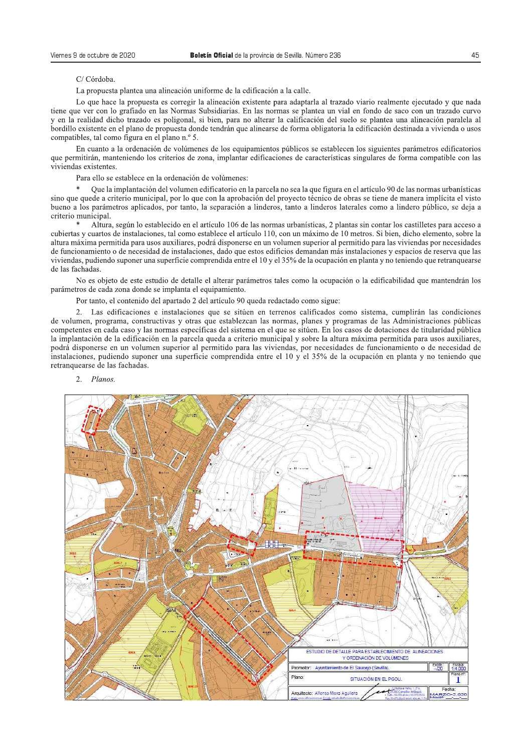C/ Córdoba.

La propuesta plantea una alineación uniforme de la edificación a la calle.

Lo que hace la propuesta es corregir la alineación existente para adaptarla al trazado viario realmente ejecutado y que nada tiene que ver con lo grafiado en las Normas Subsidiarias. En las normas se plantea un vial en fondo de saco con un trazado curvo y en la realidad dicho trazado es poligonal, si bien, para no alterar la calificación del suelo se plantea una alineación paralela al bordillo existente en el plano de propuesta donde tendrán que alinearse de forma obligatoria la edificación destinada a vivienda o usos compatibles, tal como figura en el plano n.º 5.

En cuanto a la ordenación de volúmenes de los equipamientos públicos se establecen los siguientes parámetros edificatorios que permitirán, manteniendo los criterios de zona, implantar edificaciones de características singulares de forma compatible con las viviendas existentes.

Para ello se establece en la ordenación de volúmenes:

* Que la implantación del volumen edificatorio en la parcela no sea la que figura en el artículo 90 de las normas urbanísticas sino que quede a criterio municipal, por lo que con la aprobación del proyecto técnico de obras se tiene de manera implícita el visto bueno a los parámetros aplicados, por tanto, la separación a linderos, tanto a linderos laterales como a lindero público, se deja a criterio municipal.

* Altura, según lo establecido en el artículo 106 de las normas urbanísticas, 2 plantas sin contar los castilletes para acceso a cubiertas y cuartos de instalaciones, tal como establece el artículo 110, con un máximo de 10 metros. Si bien, dicho elemento, sobre la altura máxima permitida para usos auxiliares, podrá disponerse en un volumen superior al permitido para las viviendas por necesidades de funcionamiento o de necesidad de instalaciones, dado que estos edificios demandan más instalaciones y espacios de reserva que las viviendas, pudiendo suponer una superficie comprendida entre el 10 y el 35% de la ocupación en planta y no teniendo que retranquearse de las fachadas.

No es objeto de este estudio de detalle el alterar parámetros tales como la ocupación o la edificabilidad que mantendrán los parámetros de cada zona donde se implanta el equipamiento.

Por tanto, el contenido del apartado 2 del artículo 90 queda redactado como sigue:

2. Las edificaciones e instalaciones que se sitúen en terrenos calificados como sistema, cumplirán las condiciones de volumen, programa, constructivas y otras que establezcan las normas, planes y programas de las Administraciones públicas competentes en cada caso y las normas específicas del sistema en el que se sitúen. En los casos de dotaciones de titularidad pública la implantación de la edificación en la parcela queda a criterio municipal y sobre la altura máxima permitida para usos auxiliares, podrá disponerse en un volumen superior al permitido para las viviendas, por necesidades de funcionamiento o de necesidad de instalaciones, pudiendo suponer una superficie comprendida entre el 10 y el 35% de la ocupación en planta y no teniendo que retranquearse de las fachadas.

2. *Planos.*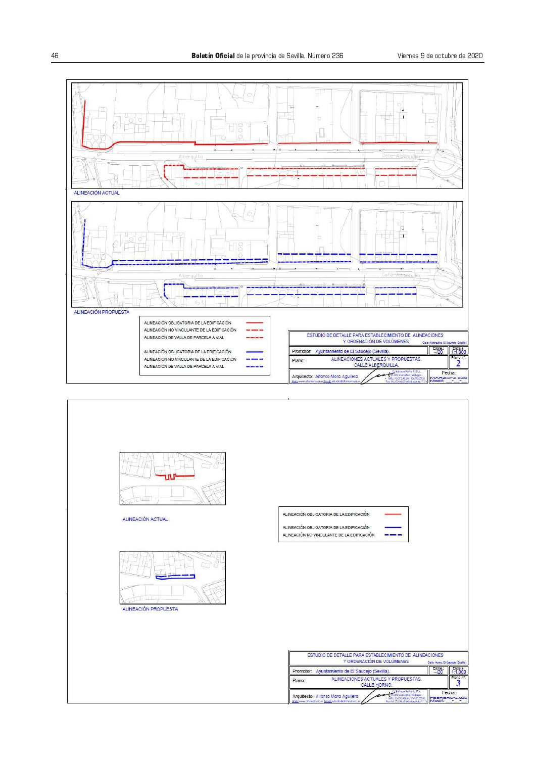ALINEACIÓN ACTUAL

ALINEACIÓN PROPUESTA

| | |
|---|---|
| ALINEACIÓN OBLIGATORIA DE LA EDIFICACIÓN | (rojo continuo) |
| ALINEACIÓN NO VINCULANTE DE LA EDIFICACIÓN | (rojo discontinuo) |
| ALINEACIÓN DE VALLA DE PARCELA A VIAL | (rojo punto y raya) |
| ALINEACIÓN OBLIGATORIA DE LA EDIFICACIÓN | (azul continuo) |
| ALINEACIÓN NO VINCULANTE DE LA EDIFICACIÓN | (azul discontinuo) |
| ALINEACIÓN DE VALLA DE PARCELA A VIAL | (azul punto y raya) |

ESTUDIO DE DETALLE PARA ESTABLECIMIENTO DE ALINEACIONES Y ORDENACIÓN DE VOLÚMENES

Calle Alberquilla. El Saucejo (Sevilla)

Promotor: Ayuntamiento de El Saucejo (Sevilla). Expte.: -/20. Escala: 1:1.000

Plano: ALINEACIONES ACTUALES Y PROPUESTAS. CALLE ALBERQUILLA. Plano nº: 2

Arquitecto: Alfonso Mora Aguilera. Fecha: MARZO-2.020. Modif: \_\_-\_\_-\_\_

---

ALINEACIÓN ACTUAL

ALINEACIÓN PROPUESTA

| | |
|---|---|
| ALINEACIÓN OBLIGATORIA DE LA EDIFICACIÓN | (rojo continuo) |
| ALINEACIÓN OBLIGATORIA DE LA EDIFICACIÓN | (azul continuo) |
| ALINEACIÓN NO VINCULANTE DE LA EDIFICACIÓN | (azul discontinuo) |

ESTUDIO DE DETALLE PARA ESTABLECIMIENTO DE ALINEACIONES Y ORDENACIÓN DE VOLÚMENES

Calle Horno. El Saucejo (Sevilla)

Promotor: Ayuntamiento de El Saucejo (Sevilla). Expte.: -/20. Escala: 1:1.000

Plano: ALINEACIONES ACTUALES Y PROPUESTAS. CALLE HORNO. Plano nº: 3

Arquitecto: Alfonso Mora Aguilera. Fecha: FEBRERO-2.020. Modif: \_\_-\_\_-\_\_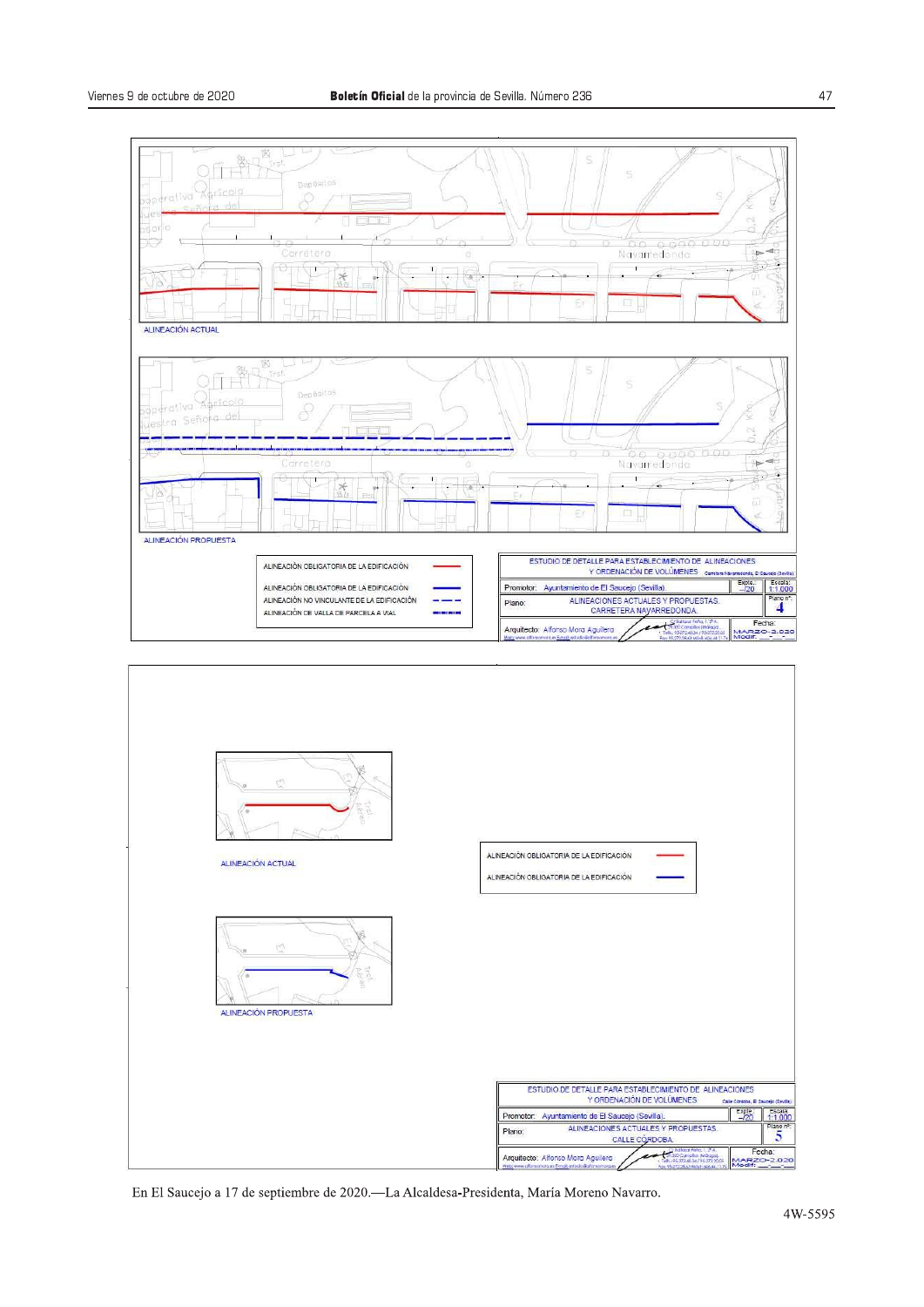ALINEACIÓN ACTUAL

ALINEACIÓN PROPUESTA

ALINEACIÓN OBLIGATORIA DE LA EDIFICACIÓN

ALINEACIÓN OBLIGATORIA DE LA EDIFICACIÓN

ALINEACIÓN NO VINCULANTE DE LA EDIFICACIÓN

ALINEACIÓN DE VALLA DE PARCELA A VIAL

ESTUDIO DE DETALLE PARA ESTABLECIMIENTO DE ALINEACIONES Y ORDENACIÓN DE VOLÚMENES

Carretera Navarredonda, El Saucejo (Sevilla)

Promotor: Ayuntamiento de El Saucejo (Sevilla).

Expte.: -/20

Escala: 1:1.000

Plano: ALINEACIONES ACTUALES Y PROPUESTAS. CARRETERA NAVARREDONDA.

Plano nº: 4

Arquitecto: Alfonso Mora Aguilera

Fecha: MARZO-2.020

ALINEACIÓN ACTUAL

ALINEACIÓN PROPUESTA

ALINEACIÓN OBLIGATORIA DE LA EDIFICACIÓN

ALINEACIÓN OBLIGATORIA DE LA EDIFICACIÓN

ESTUDIO DE DETALLE PARA ESTABLECIMIENTO DE ALINEACIONES Y ORDENACIÓN DE VOLÚMENES

Calle Córdoba, El Saucejo (Sevilla)

Promotor: Ayuntamiento de El Saucejo (Sevilla).

Expte.: -/20

Escala: 1:1.000

Plano: ALINEACIONES ACTUALES Y PROPUESTAS. CALLE CÓRDOBA.

Plano nº: 5

Arquitecto: Alfonso Mora Aguilera

Fecha: MARZO-2.020

En El Saucejo a 17 de septiembre de 2020.—La Alcaldesa-Presidenta, María Moreno Navarro.

4W-5595